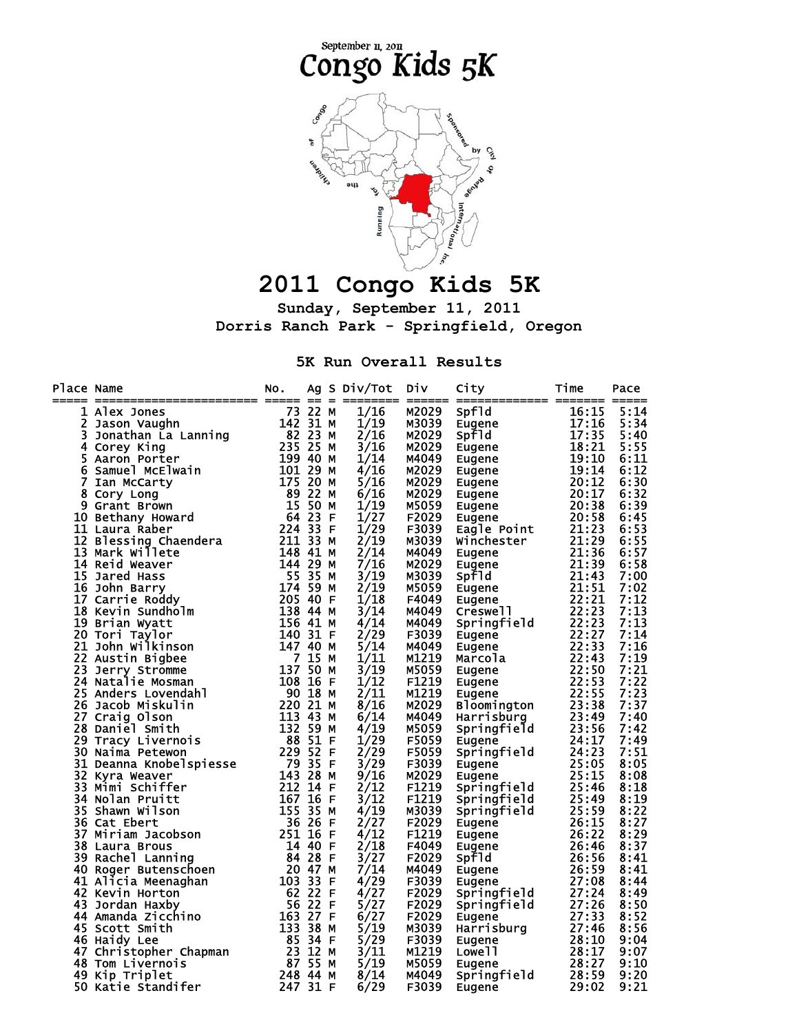September 11, 2011

# Congo Kids 5K

Running for the children of Congo Sponsored by City of Refuge International, Inc.

# 2011 Congo Kids 5K

**Sunday, September 11, 2011**

**Dorris Ranch Park - Springfield, Oregon**

## 5K Run Overall Results

| Place | Name | No. | Ag | S | Div/Tot | Div | City | Time | Pace |
|---|---|---|---|---|---|---|---|---|---|
| 1 | Alex Jones | 73 | 22 | M | 1/16 | M2029 | Spfld | 16:15 | 5:14 |
| 2 | Jason Vaughn | 142 | 31 | M | 1/19 | M3039 | Eugene | 17:16 | 5:34 |
| 3 | Jonathan La Lanning | 82 | 23 | M | 2/16 | M2029 | Spfld | 17:35 | 5:40 |
| 4 | Corey King | 235 | 25 | M | 3/16 | M2029 | Eugene | 18:21 | 5:55 |
| 5 | Aaron Porter | 199 | 40 | M | 1/14 | M4049 | Eugene | 19:10 | 6:11 |
| 6 | Samuel McElwain | 101 | 29 | M | 4/16 | M2029 | Eugene | 19:14 | 6:12 |
| 7 | Ian McCarty | 175 | 20 | M | 5/16 | M2029 | Eugene | 20:12 | 6:30 |
| 8 | Cory Long | 89 | 22 | M | 6/16 | M2029 | Eugene | 20:17 | 6:32 |
| 9 | Grant Brown | 15 | 50 | M | 1/19 | M5059 | Eugene | 20:38 | 6:39 |
| 10 | Bethany Howard | 64 | 23 | F | 1/27 | F2029 | Eugene | 20:58 | 6:45 |
| 11 | Laura Raber | 224 | 33 | F | 1/29 | F3039 | Eagle Point | 21:23 | 6:53 |
| 12 | Blessing Chaendera | 211 | 33 | M | 2/19 | M3039 | Winchester | 21:29 | 6:55 |
| 13 | Mark Willete | 148 | 41 | M | 2/14 | M4049 | Eugene | 21:36 | 6:57 |
| 14 | Reid Weaver | 144 | 29 | M | 7/16 | M2029 | Eugene | 21:39 | 6:58 |
| 15 | Jared Hass | 55 | 35 | M | 3/19 | M3039 | Spfld | 21:43 | 7:00 |
| 16 | John Barry | 174 | 59 | M | 2/19 | M5059 | Eugene | 21:51 | 7:02 |
| 17 | Carrie Roddy | 205 | 40 | F | 1/18 | F4049 | Eugene | 22:21 | 7:12 |
| 18 | Kevin Sundholm | 138 | 44 | M | 3/14 | M4049 | Creswell | 22:23 | 7:13 |
| 19 | Brian Wyatt | 156 | 41 | M | 4/14 | M4049 | Springfield | 22:23 | 7:13 |
| 20 | Tori Taylor | 140 | 31 | F | 2/29 | F3039 | Eugene | 22:27 | 7:14 |
| 21 | John Wilkinson | 147 | 40 | M | 5/14 | M4049 | Eugene | 22:33 | 7:16 |
| 22 | Austin Bigbee | 7 | 15 | M | 1/11 | M1219 | Marcola | 22:43 | 7:19 |
| 23 | Jerry Stromme | 137 | 50 | M | 3/19 | M5059 | Eugene | 22:50 | 7:21 |
| 24 | Natalie Mosman | 108 | 16 | F | 1/12 | F1219 | Eugene | 22:53 | 7:22 |
| 25 | Anders Lovendahl | 90 | 18 | M | 2/11 | M1219 | Eugene | 22:55 | 7:23 |
| 26 | Jacob Miskulin | 220 | 21 | M | 8/16 | M2029 | Bloomington | 23:38 | 7:37 |
| 27 | Craig Olson | 113 | 43 | M | 6/14 | M4049 | Harrisburg | 23:49 | 7:40 |
| 28 | Daniel Smith | 132 | 59 | M | 4/19 | M5059 | Springfield | 23:56 | 7:42 |
| 29 | Tracy Livernois | 88 | 51 | F | 1/29 | F5059 | Eugene | 24:17 | 7:49 |
| 30 | Naima Petewon | 229 | 52 | F | 2/29 | F5059 | Springfield | 24:23 | 7:51 |
| 31 | Deanna Knobelspiesse | 79 | 35 | F | 3/29 | F3039 | Eugene | 25:05 | 8:05 |
| 32 | Kyra Weaver | 143 | 28 | M | 9/16 | M2029 | Eugene | 25:15 | 8:08 |
| 33 | Mimi Schiffer | 212 | 14 | F | 2/12 | F1219 | Springfield | 25:46 | 8:18 |
| 34 | Nolan Pruitt | 167 | 16 | F | 3/12 | F1219 | Springfield | 25:49 | 8:19 |
| 35 | Shawn Wilson | 155 | 35 | M | 4/19 | M3039 | Springfield | 25:59 | 8:22 |
| 36 | Cat Ebert | 36 | 26 | F | 2/27 | F2029 | Eugene | 26:15 | 8:27 |
| 37 | Miriam Jacobson | 251 | 16 | F | 4/12 | F1219 | Eugene | 26:22 | 8:29 |
| 38 | Laura Brous | 14 | 40 | F | 2/18 | F4049 | Eugene | 26:46 | 8:37 |
| 39 | Rachel Lanning | 84 | 28 | F | 3/27 | F2029 | Spfld | 26:56 | 8:41 |
| 40 | Roger Butenschoen | 20 | 47 | M | 7/14 | M4049 | Eugene | 26:59 | 8:41 |
| 41 | Alicia Meenaghan | 103 | 33 | F | 4/29 | F3039 | Eugene | 27:08 | 8:44 |
| 42 | Kevin Horton | 62 | 22 | F | 4/27 | F2029 | Springfield | 27:24 | 8:49 |
| 43 | Jordan Haxby | 56 | 22 | F | 5/27 | F2029 | Springfield | 27:26 | 8:50 |
| 44 | Amanda Zicchino | 163 | 27 | F | 6/27 | F2029 | Eugene | 27:33 | 8:52 |
| 45 | Scott Smith | 133 | 38 | M | 5/19 | M3039 | Harrisburg | 27:46 | 8:56 |
| 46 | Haidy Lee | 85 | 34 | F | 5/29 | F3039 | Eugene | 28:10 | 9:04 |
| 47 | Christopher Chapman | 23 | 12 | M | 3/11 | M1219 | Lowell | 28:17 | 9:07 |
| 48 | Tom Livernois | 87 | 55 | M | 5/19 | M5059 | Eugene | 28:27 | 9:10 |
| 49 | Kip Triplet | 248 | 44 | M | 8/14 | M4049 | Springfield | 28:59 | 9:20 |
| 50 | Katie Standifer | 247 | 31 | F | 6/29 | F3039 | Eugene | 29:02 | 9:21 |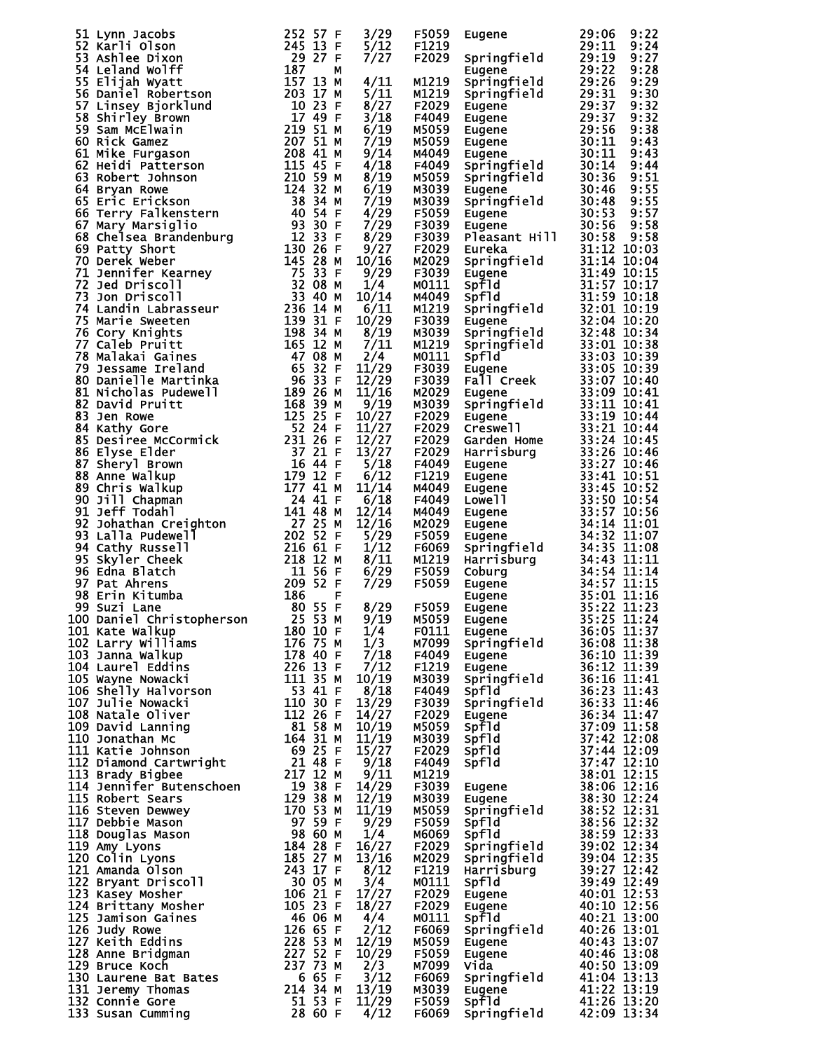| Place | Name | Bib | Age | Sex | Div Place | Division | City | Time | Pace |
|---|---|---|---|---|---|---|---|---|---|
| 51 | Lynn Jacobs | 252 | 57 | F | 3/29 | F5059 | Eugene | 29:06 | 9:22 |
| 52 | Karli Olson | 245 | 13 | F | 5/12 | F1219 | | 29:11 | 9:24 |
| 53 | Ashlee Dixon | 29 | 27 | F | 7/27 | F2029 | Springfield | 29:19 | 9:27 |
| 54 | Leland Wolff | 187 | | M | | | Eugene | 29:22 | 9:28 |
| 55 | Elijah Wyatt | 157 | 13 | M | 4/11 | M1219 | Springfield | 29:26 | 9:29 |
| 56 | Daniel Robertson | 203 | 17 | M | 5/11 | M1219 | Springfield | 29:31 | 9:30 |
| 57 | Linsey Bjorklund | 10 | 23 | F | 8/27 | F2029 | Eugene | 29:37 | 9:32 |
| 58 | Shirley Brown | 17 | 49 | F | 3/18 | F4049 | Eugene | 29:37 | 9:32 |
| 59 | Sam McElwain | 219 | 51 | M | 6/19 | M5059 | Eugene | 29:56 | 9:38 |
| 60 | Rick Gamez | 207 | 51 | M | 7/19 | M5059 | Eugene | 30:11 | 9:43 |
| 61 | Mike Furgason | 208 | 41 | M | 9/14 | M4049 | Eugene | 30:11 | 9:43 |
| 62 | Heidi Patterson | 115 | 45 | F | 4/18 | F4049 | Springfield | 30:14 | 9:44 |
| 63 | Robert Johnson | 210 | 59 | M | 8/19 | M5059 | Springfield | 30:36 | 9:51 |
| 64 | Bryan Rowe | 124 | 32 | M | 6/19 | M3039 | Eugene | 30:46 | 9:55 |
| 65 | Eric Erickson | 38 | 34 | M | 7/19 | M3039 | Springfield | 30:48 | 9:55 |
| 66 | Terry Falkenstern | 40 | 54 | F | 4/29 | F5059 | Eugene | 30:53 | 9:57 |
| 67 | Mary Marsiglio | 93 | 30 | F | 7/29 | F3039 | Eugene | 30:56 | 9:58 |
| 68 | Chelsea Brandenburg | 12 | 33 | F | 8/29 | F3039 | Pleasant Hill | 30:58 | 9:58 |
| 69 | Patty Short | 130 | 26 | F | 9/27 | F2029 | Eureka | 31:12 | 10:03 |
| 70 | Derek Weber | 145 | 28 | M | 10/16 | M2029 | Springfield | 31:14 | 10:04 |
| 71 | Jennifer Kearney | 75 | 33 | F | 9/29 | F3039 | Eugene | 31:49 | 10:15 |
| 72 | Jed Driscoll | 32 | 08 | M | 1/4 | M0111 | Spfld | 31:57 | 10:17 |
| 73 | Jon Driscoll | 33 | 40 | M | 10/14 | M4049 | Spfld | 31:59 | 10:18 |
| 74 | Landin Labrasseur | 236 | 14 | M | 6/11 | M1219 | Springfield | 32:01 | 10:19 |
| 75 | Marie Sweeten | 139 | 31 | F | 10/29 | F3039 | Eugene | 32:04 | 10:20 |
| 76 | Cory Knights | 198 | 34 | M | 8/19 | M3039 | Springfield | 32:48 | 10:34 |
| 77 | Caleb Pruitt | 165 | 12 | M | 7/11 | M1219 | Springfield | 33:01 | 10:38 |
| 78 | Malakai Gaines | 47 | 08 | M | 2/4 | M0111 | Spfld | 33:03 | 10:39 |
| 79 | Jessame Ireland | 65 | 32 | F | 11/29 | F3039 | Eugene | 33:05 | 10:39 |
| 80 | Danielle Martinka | 96 | 33 | F | 12/29 | F3039 | Fall Creek | 33:07 | 10:40 |
| 81 | Nicholas Pudewell | 189 | 26 | M | 11/16 | M2029 | Eugene | 33:09 | 10:41 |
| 82 | David Pruitt | 168 | 39 | M | 9/19 | M3039 | Springfield | 33:11 | 10:41 |
| 83 | Jen Rowe | 125 | 25 | F | 10/27 | F2029 | Eugene | 33:19 | 10:44 |
| 84 | Kathy Gore | 52 | 24 | F | 11/27 | F2029 | Creswell | 33:21 | 10:44 |
| 85 | Desiree McCormick | 231 | 26 | F | 12/27 | F2029 | Garden Home | 33:24 | 10:45 |
| 86 | Elyse Elder | 37 | 21 | F | 13/27 | F2029 | Harrisburg | 33:26 | 10:46 |
| 87 | Sheryl Brown | 16 | 44 | F | 5/18 | F4049 | Eugene | 33:27 | 10:46 |
| 88 | Anne Walkup | 179 | 12 | F | 6/12 | F1219 | Eugene | 33:41 | 10:51 |
| 89 | Chris Walkup | 177 | 41 | M | 11/14 | M4049 | Eugene | 33:45 | 10:52 |
| 90 | Jill Chapman | 24 | 41 | F | 6/18 | F4049 | Lowell | 33:50 | 10:54 |
| 91 | Jeff Todahl | 141 | 48 | M | 12/14 | M4049 | Eugene | 33:57 | 10:56 |
| 92 | Johathan Creighton | 27 | 25 | M | 12/16 | M2029 | Eugene | 34:14 | 11:01 |
| 93 | Lalla Pudewell | 202 | 52 | F | 5/29 | F5059 | Eugene | 34:32 | 11:07 |
| 94 | Cathy Russell | 216 | 61 | F | 1/12 | F6069 | Springfield | 34:35 | 11:08 |
| 95 | Skyler Cheek | 218 | 12 | M | 8/11 | M1219 | Harrisburg | 34:43 | 11:11 |
| 96 | Edna Blatch | 11 | 56 | F | 6/29 | F5059 | Coburg | 34:54 | 11:14 |
| 97 | Pat Ahrens | 209 | 52 | F | 7/29 | F5059 | Eugene | 34:57 | 11:15 |
| 98 | Erin Kitumba | 186 | | F | | | Eugene | 35:01 | 11:16 |
| 99 | Suzi Lane | 80 | 55 | F | 8/29 | F5059 | Eugene | 35:22 | 11:23 |
| 100 | Daniel Christopherson | 25 | 53 | M | 9/19 | M5059 | Eugene | 35:25 | 11:24 |
| 101 | Kate Walkup | 180 | 10 | F | 1/4 | F0111 | Eugene | 36:05 | 11:37 |
| 102 | Larry Williams | 176 | 75 | M | 1/3 | M7099 | Springfield | 36:08 | 11:38 |
| 103 | Janna Walkup | 178 | 40 | F | 7/18 | F4049 | Eugene | 36:10 | 11:39 |
| 104 | Laurel Eddins | 226 | 13 | F | 7/12 | F1219 | Eugene | 36:12 | 11:39 |
| 105 | Wayne Nowacki | 111 | 35 | M | 10/19 | M3039 | Springfield | 36:16 | 11:41 |
| 106 | Shelly Halvorson | 53 | 41 | F | 8/18 | F4049 | Spfld | 36:23 | 11:43 |
| 107 | Julie Nowacki | 110 | 30 | F | 13/29 | F3039 | Springfield | 36:33 | 11:46 |
| 108 | Natale Oliver | 112 | 26 | F | 14/27 | F2029 | Eugene | 36:34 | 11:47 |
| 109 | David Lanning | 81 | 58 | M | 10/19 | M5059 | Spfld | 37:09 | 11:58 |
| 110 | Jonathan Mc | 164 | 31 | M | 11/19 | M3039 | Spfld | 37:42 | 12:08 |
| 111 | Katie Johnson | 69 | 25 | F | 15/27 | F2029 | Spfld | 37:44 | 12:09 |
| 112 | Diamond Cartwright | 21 | 48 | F | 9/18 | F4049 | Spfld | 37:47 | 12:10 |
| 113 | Brady Bigbee | 217 | 12 | M | 9/11 | M1219 | | 38:01 | 12:15 |
| 114 | Jennifer Butenschoen | 19 | 38 | F | 14/29 | F3039 | Eugene | 38:06 | 12:16 |
| 115 | Robert Sears | 129 | 38 | M | 12/19 | M3039 | Eugene | 38:30 | 12:24 |
| 116 | Steven Dewwey | 170 | 53 | M | 11/19 | M5059 | Springfield | 38:52 | 12:31 |
| 117 | Debbie Mason | 97 | 59 | F | 9/29 | F5059 | Spfld | 38:56 | 12:32 |
| 118 | Douglas Mason | 98 | 60 | M | 1/4 | M6069 | Spfld | 38:59 | 12:33 |
| 119 | Amy Lyons | 184 | 28 | F | 16/27 | F2029 | Springfield | 39:02 | 12:34 |
| 120 | Colin Lyons | 185 | 27 | M | 13/16 | M2029 | Springfield | 39:04 | 12:35 |
| 121 | Amanda Olson | 243 | 17 | F | 8/12 | F1219 | Harrisburg | 39:27 | 12:42 |
| 122 | Bryant Driscoll | 30 | 05 | M | 3/4 | M0111 | Spfld | 39:49 | 12:49 |
| 123 | Kasey Mosher | 106 | 21 | F | 17/27 | F2029 | Eugene | 40:01 | 12:53 |
| 124 | Brittany Mosher | 105 | 23 | F | 18/27 | F2029 | Eugene | 40:10 | 12:56 |
| 125 | Jamison Gaines | 46 | 06 | M | 4/4 | M0111 | Spfld | 40:21 | 13:00 |
| 126 | Judy Rowe | 126 | 65 | F | 2/12 | F6069 | Springfield | 40:26 | 13:01 |
| 127 | Keith Eddins | 228 | 53 | M | 12/19 | M5059 | Eugene | 40:43 | 13:07 |
| 128 | Anne Bridgman | 227 | 52 | F | 10/29 | F5059 | Eugene | 40:46 | 13:08 |
| 129 | Bruce Koch | 237 | 73 | M | 2/3 | M7099 | Vida | 40:50 | 13:09 |
| 130 | Laurene Bat Bates | 6 | 65 | F | 3/12 | F6069 | Springfield | 41:04 | 13:13 |
| 131 | Jeremy Thomas | 214 | 34 | M | 13/19 | M3039 | Eugene | 41:22 | 13:19 |
| 132 | Connie Gore | 51 | 53 | F | 11/29 | F5059 | Spfld | 41:26 | 13:20 |
| 133 | Susan Cumming | 28 | 60 | F | 4/12 | F6069 | Springfield | 42:09 | 13:34 |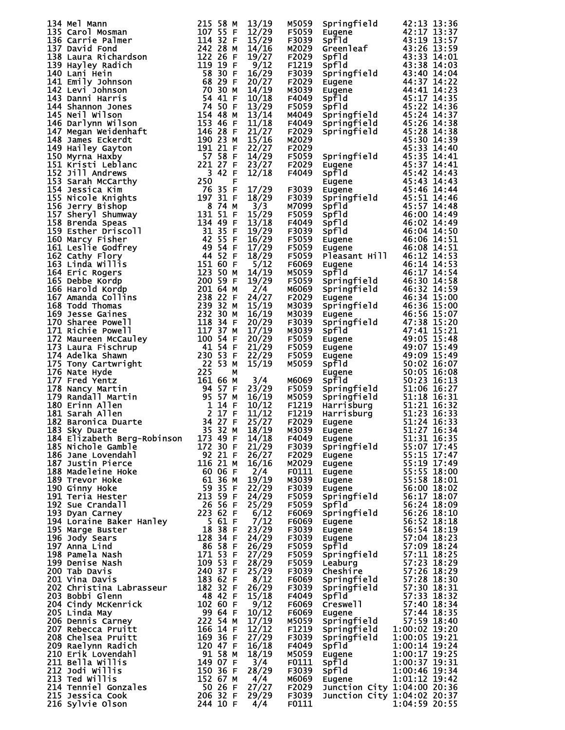| Place | Name | Bib | Age | Sex | Div Place | Div | City | Time | Pace |
|---|---|---|---|---|---|---|---|---|---|
| 134 | Mel Mann | 215 | 58 | M | 13/19 | M5059 | Springfield | 42:13 | 13:36 |
| 135 | Carol Mosman | 107 | 55 | F | 12/29 | F5059 | Eugene | 42:17 | 13:37 |
| 136 | Carrie Palmer | 114 | 32 | F | 15/29 | F3039 | Spfld | 43:19 | 13:57 |
| 137 | David Fond | 242 | 28 | M | 14/16 | M2029 | Greenleaf | 43:26 | 13:59 |
| 138 | Laura Richardson | 122 | 26 | F | 19/27 | F2029 | Spfld | 43:33 | 14:01 |
| 139 | Hayley Radich | 119 | 19 | F | 9/12 | F1219 | Spfld | 43:38 | 14:03 |
| 140 | Lani Hein | 58 | 30 | F | 16/29 | F3039 | Springfield | 43:40 | 14:04 |
| 141 | Emily Johnson | 68 | 29 | F | 20/27 | F2029 | Eugene | 44:37 | 14:22 |
| 142 | Levi Johnson | 70 | 30 | M | 14/19 | M3039 | Eugene | 44:41 | 14:23 |
| 143 | Danni Harris | 54 | 41 | F | 10/18 | F4049 | Spfld | 45:17 | 14:35 |
| 144 | Shannon Jones | 74 | 50 | F | 13/29 | F5059 | Spfld | 45:22 | 14:36 |
| 145 | Neil Wilson | 154 | 48 | M | 13/14 | M4049 | Springfield | 45:24 | 14:37 |
| 146 | Darlynn Wilson | 153 | 46 | F | 11/18 | F4049 | Springfield | 45:26 | 14:38 |
| 147 | Megan Weidenhaft | 146 | 28 | F | 21/27 | F2029 | Springfield | 45:28 | 14:38 |
| 148 | James Eckerdt | 190 | 23 | M | 15/16 | M2029 | | 45:30 | 14:39 |
| 149 | Hailey Gayton | 191 | 21 | F | 22/27 | F2029 | | 45:33 | 14:40 |
| 150 | Myrna Haxby | 57 | 58 | F | 14/29 | F5059 | Springfield | 45:35 | 14:41 |
| 151 | Kristi Leblanc | 221 | 27 | F | 23/27 | F2029 | Eugene | 45:37 | 14:41 |
| 152 | Jill Andrews | 3 | 42 | F | 12/18 | F4049 | Spfld | 45:42 | 14:43 |
| 153 | Sarah McCarthy | 250 | | F | | | Eugene | 45:43 | 14:43 |
| 154 | Jessica Kim | 76 | 35 | F | 17/29 | F3039 | Eugene | 45:46 | 14:44 |
| 155 | Nicole Knights | 197 | 31 | F | 18/29 | F3039 | Springfield | 45:51 | 14:46 |
| 156 | Jerry Bishop | 8 | 74 | M | 3/3 | M7099 | Spfld | 45:57 | 14:48 |
| 157 | Sheryl Shumway | 131 | 51 | F | 15/29 | F5059 | Spfld | 46:00 | 14:49 |
| 158 | Brenda Speas | 134 | 49 | F | 13/18 | F4049 | Spfld | 46:02 | 14:49 |
| 159 | Esther Driscoll | 31 | 35 | F | 19/29 | F3039 | Spfld | 46:04 | 14:50 |
| 160 | Marcy Fisher | 42 | 55 | F | 16/29 | F5059 | Eugene | 46:06 | 14:51 |
| 161 | Leslie Godfrey | 49 | 54 | F | 17/29 | F5059 | Eugene | 46:08 | 14:51 |
| 162 | Cathy Flory | 44 | 52 | F | 18/29 | F5059 | Pleasant Hill | 46:12 | 14:53 |
| 163 | Linda Willis | 151 | 60 | F | 5/12 | F6069 | Eugene | 46:14 | 14:53 |
| 164 | Eric Rogers | 123 | 50 | M | 14/19 | M5059 | Spfld | 46:17 | 14:54 |
| 165 | Debbe Kordp | 200 | 59 | F | 19/29 | F5059 | Springfield | 46:30 | 14:58 |
| 166 | Harold Kordp | 201 | 64 | M | 2/4 | M6069 | Springfield | 46:32 | 14:59 |
| 167 | Amanda Collins | 238 | 22 | F | 24/27 | F2029 | Eugene | 46:34 | 15:00 |
| 168 | Todd Thomas | 239 | 32 | M | 15/19 | M3039 | Springfield | 46:36 | 15:00 |
| 169 | Jesse Gaines | 232 | 30 | M | 16/19 | M3039 | Eugene | 46:56 | 15:07 |
| 170 | Sharee Powell | 118 | 34 | F | 20/29 | F3039 | Springfield | 47:38 | 15:20 |
| 171 | Richie Powell | 117 | 37 | M | 17/19 | M3039 | Spfld | 47:41 | 15:21 |
| 172 | Maureen McCauley | 100 | 54 | F | 20/29 | F5059 | Eugene | 49:05 | 15:48 |
| 173 | Laura Fischrup | 41 | 54 | F | 21/29 | F5059 | Eugene | 49:07 | 15:49 |
| 174 | Adelka Shawn | 230 | 53 | F | 22/29 | F5059 | Eugene | 49:09 | 15:49 |
| 175 | Tony Cartwright | 22 | 53 | M | 15/19 | M5059 | Spfld | 50:02 | 16:07 |
| 176 | Nate Hyde | 225 | | M | | | Eugene | 50:05 | 16:08 |
| 177 | Fred Yentz | 161 | 66 | M | 3/4 | M6069 | Spfld | 50:23 | 16:13 |
| 178 | Nancy Martin | 94 | 57 | F | 23/29 | F5059 | Springfield | 51:06 | 16:27 |
| 179 | Randall Martin | 95 | 57 | M | 16/19 | M5059 | Springfield | 51:18 | 16:31 |
| 180 | Erinn Allen | 1 | 14 | F | 10/12 | F1219 | Harrisburg | 51:21 | 16:32 |
| 181 | Sarah Allen | 2 | 17 | F | 11/12 | F1219 | Harrisburg | 51:23 | 16:33 |
| 182 | Baronica Duarte | 34 | 27 | F | 25/27 | F2029 | Eugene | 51:24 | 16:33 |
| 183 | Sky Duarte | 35 | 32 | M | 18/19 | M3039 | Eugene | 51:27 | 16:34 |
| 184 | Elizabeth Berg-Robinson | 173 | 49 | F | 14/18 | F4049 | Eugene | 51:31 | 16:35 |
| 185 | Nichole Gamble | 172 | 30 | F | 21/29 | F3039 | Springfield | 55:07 | 17:45 |
| 186 | Jane Lovendahl | 92 | 21 | F | 26/27 | F2029 | Eugene | 55:15 | 17:47 |
| 187 | Justin Pierce | 116 | 21 | M | 16/16 | M2029 | Eugene | 55:19 | 17:49 |
| 188 | Madeleine Hoke | 60 | 06 | F | 2/4 | F0111 | Eugene | 55:55 | 18:00 |
| 189 | Trevor Hoke | 61 | 36 | M | 19/19 | M3039 | Eugene | 55:58 | 18:01 |
| 190 | Ginny Hoke | 59 | 35 | F | 22/29 | F3039 | Eugene | 56:00 | 18:02 |
| 191 | Teria Hester | 213 | 59 | F | 24/29 | F5059 | Springfield | 56:17 | 18:07 |
| 192 | Sue Crandall | 26 | 56 | F | 25/29 | F5059 | Spfld | 56:24 | 18:09 |
| 193 | Dyan Carney | 223 | 62 | F | 6/12 | F6069 | Springfield | 56:26 | 18:10 |
| 194 | Loraine Baker Hanley | 5 | 61 | F | 7/12 | F6069 | Eugene | 56:52 | 18:18 |
| 195 | Marge Buster | 18 | 38 | F | 23/29 | F3039 | Eugene | 56:54 | 18:19 |
| 196 | Jody Sears | 128 | 34 | F | 24/29 | F3039 | Eugene | 57:04 | 18:23 |
| 197 | Anna Lind | 86 | 58 | F | 26/29 | F5059 | Spfld | 57:09 | 18:24 |
| 198 | Pamela Nash | 171 | 53 | F | 27/29 | F5059 | Springfield | 57:11 | 18:25 |
| 199 | Denise Nash | 109 | 53 | F | 28/29 | F5059 | Leaburg | 57:23 | 18:29 |
| 200 | Tab Davis | 240 | 37 | F | 25/29 | F3039 | Cheshire | 57:26 | 18:29 |
| 201 | Vina Davis | 183 | 62 | F | 8/12 | F6069 | Springfield | 57:28 | 18:30 |
| 202 | Christina Labrasseur | 182 | 32 | F | 26/29 | F3039 | Springfield | 57:30 | 18:31 |
| 203 | Bobbi Glenn | 48 | 42 | F | 15/18 | F4049 | Spfld | 57:33 | 18:32 |
| 204 | Cindy McKenrick | 102 | 60 | F | 9/12 | F6069 | Creswell | 57:40 | 18:34 |
| 205 | Linda May | 99 | 64 | F | 10/12 | F6069 | Eugene | 57:44 | 18:35 |
| 206 | Dennis Carney | 222 | 54 | M | 17/19 | M5059 | Springfield | 57:59 | 18:40 |
| 207 | Rebecca Pruitt | 166 | 14 | F | 12/12 | F1219 | Springfield | 1:00:02 | 19:20 |
| 208 | Chelsea Pruitt | 169 | 36 | F | 27/29 | F3039 | Springfield | 1:00:05 | 19:21 |
| 209 | Raelynn Radich | 120 | 47 | F | 16/18 | F4049 | Spfld | 1:00:14 | 19:24 |
| 210 | Erik Lovendahl | 91 | 58 | M | 18/19 | M5059 | Eugene | 1:00:17 | 19:25 |
| 211 | Bella Willis | 149 | 07 | F | 3/4 | F0111 | Spfld | 1:00:37 | 19:31 |
| 212 | Jodi Willis | 150 | 36 | F | 28/29 | F3039 | Spfld | 1:00:46 | 19:34 |
| 213 | Ted Willis | 152 | 67 | M | 4/4 | M6069 | Eugene | 1:01:12 | 19:42 |
| 214 | Tenniel Gonzales | 50 | 26 | F | 27/27 | F2029 | Junction City | 1:04:00 | 20:36 |
| 215 | Jessica Cook | 206 | 32 | F | 29/29 | F3039 | Junction City | 1:04:02 | 20:37 |
| 216 | Sylvie Olson | 244 | 10 | F | 4/4 | F0111 | | 1:04:59 | 20:55 |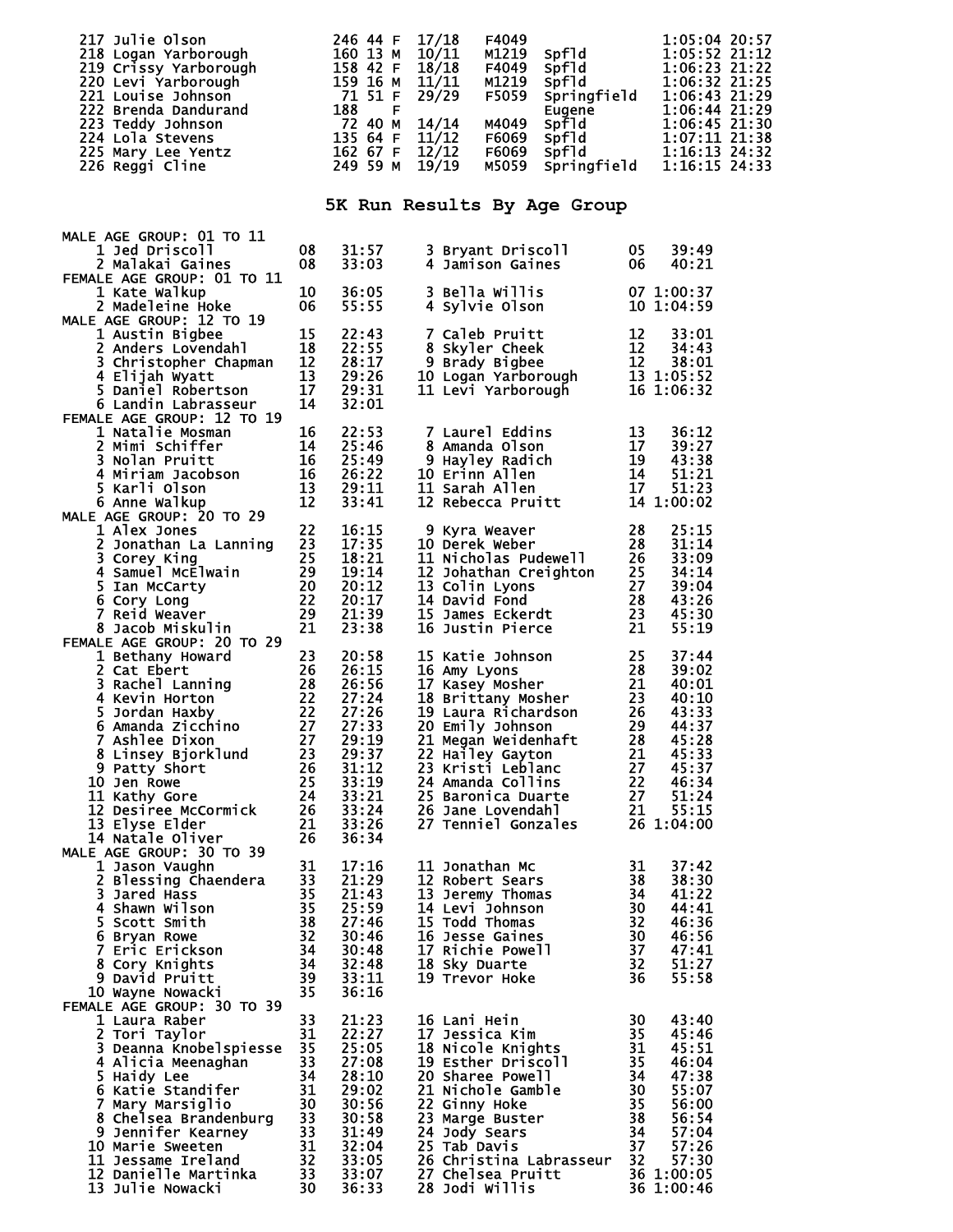| Place | Name | Bib | Age | Sex | Div Place | Division | City | Time | Pace |
|---|---|---|---|---|---|---|---|---|---|
| 217 | Julie Olson | 246 | 44 | F | 17/18 | F4049 | | 1:05:04 | 20:57 |
| 218 | Logan Yarborough | 160 | 13 | M | 10/11 | M1219 | Spfld | 1:05:52 | 21:12 |
| 219 | Crissy Yarborough | 158 | 42 | F | 18/18 | F4049 | Spfld | 1:06:23 | 21:22 |
| 220 | Levi Yarborough | 159 | 16 | M | 11/11 | M1219 | Spfld | 1:06:32 | 21:25 |
| 221 | Louise Johnson | 71 | 51 | F | 29/29 | F5059 | Springfield | 1:06:43 | 21:29 |
| 222 | Brenda Dandurand | 188 | | F | | | Eugene | 1:06:44 | 21:29 |
| 223 | Teddy Johnson | 72 | 40 | M | 14/14 | M4049 | Spfld | 1:06:45 | 21:30 |
| 224 | Lola Stevens | 135 | 64 | F | 11/12 | F6069 | Spfld | 1:07:11 | 21:38 |
| 225 | Mary Lee Yentz | 162 | 67 | F | 12/12 | F6069 | Spfld | 1:16:13 | 24:32 |
| 226 | Reggi Cline | 249 | 59 | M | 19/19 | M5059 | Springfield | 1:16:15 | 24:33 |

# 5K Run Results By Age Group

## MALE AGE GROUP: 01 TO 11

| Place | Name | Age | Time |
|---|---|---|---|
| 1 | Jed Driscoll | 08 | 31:57 |
| 2 | Malakai Gaines | 08 | 33:03 |
| 3 | Bryant Driscoll | 05 | 39:49 |
| 4 | Jamison Gaines | 06 | 40:21 |

## FEMALE AGE GROUP: 01 TO 11

| Place | Name | Age | Time |
|---|---|---|---|
| 1 | Kate Walkup | 10 | 36:05 |
| 2 | Madeleine Hoke | 06 | 55:55 |
| 3 | Bella Willis | 07 | 1:00:37 |
| 4 | Sylvie Olson | 10 | 1:04:59 |

## MALE AGE GROUP: 12 TO 19

| Place | Name | Age | Time |
|---|---|---|---|
| 1 | Austin Bigbee | 15 | 22:43 |
| 2 | Anders Lovendahl | 18 | 22:55 |
| 3 | Christopher Chapman | 12 | 28:17 |
| 4 | Elijah Wyatt | 13 | 29:26 |
| 5 | Daniel Robertson | 17 | 29:31 |
| 6 | Landin Labrasseur | 14 | 32:01 |
| 7 | Caleb Pruitt | 12 | 33:01 |
| 8 | Skyler Cheek | 12 | 34:43 |
| 9 | Brady Bigbee | 12 | 38:01 |
| 10 | Logan Yarborough | 13 | 1:05:52 |
| 11 | Levi Yarborough | 16 | 1:06:32 |

## FEMALE AGE GROUP: 12 TO 19

| Place | Name | Age | Time |
|---|---|---|---|
| 1 | Natalie Mosman | 16 | 22:53 |
| 2 | Mimi Schiffer | 14 | 25:46 |
| 3 | Nolan Pruitt | 16 | 25:49 |
| 4 | Miriam Jacobson | 16 | 26:22 |
| 5 | Karli Olson | 13 | 29:11 |
| 6 | Anne Walkup | 12 | 33:41 |
| 7 | Laurel Eddins | 13 | 36:12 |
| 8 | Amanda Olson | 17 | 39:27 |
| 9 | Hayley Radich | 19 | 43:38 |
| 10 | Erinn Allen | 14 | 51:21 |
| 11 | Sarah Allen | 17 | 51:23 |
| 12 | Rebecca Pruitt | 14 | 1:00:02 |

## MALE AGE GROUP: 20 TO 29

| Place | Name | Age | Time |
|---|---|---|---|
| 1 | Alex Jones | 22 | 16:15 |
| 2 | Jonathan La Lanning | 23 | 17:35 |
| 3 | Corey King | 25 | 18:21 |
| 4 | Samuel McElwain | 29 | 19:14 |
| 5 | Ian McCarty | 20 | 20:12 |
| 6 | Cory Long | 22 | 20:17 |
| 7 | Reid Weaver | 29 | 21:39 |
| 8 | Jacob Miskulin | 21 | 23:38 |
| 9 | Kyra Weaver | 28 | 25:15 |
| 10 | Derek Weber | 28 | 31:14 |
| 11 | Nicholas Pudewell | 26 | 33:09 |
| 12 | Johathan Creighton | 25 | 34:14 |
| 13 | Colin Lyons | 27 | 39:04 |
| 14 | David Fond | 28 | 43:26 |
| 15 | James Eckerdt | 23 | 45:30 |
| 16 | Justin Pierce | 21 | 55:19 |

## FEMALE AGE GROUP: 20 TO 29

| Place | Name | Age | Time |
|---|---|---|---|
| 1 | Bethany Howard | 23 | 20:58 |
| 2 | Cat Ebert | 26 | 26:15 |
| 3 | Rachel Lanning | 28 | 26:56 |
| 4 | Kevin Horton | 22 | 27:24 |
| 5 | Jordan Haxby | 22 | 27:26 |
| 6 | Amanda Zicchino | 27 | 27:33 |
| 7 | Ashlee Dixon | 27 | 29:19 |
| 8 | Linsey Bjorklund | 23 | 29:37 |
| 9 | Patty Short | 26 | 31:12 |
| 10 | Jen Rowe | 25 | 33:19 |
| 11 | Kathy Gore | 24 | 33:21 |
| 12 | Desiree McCormick | 26 | 33:24 |
| 13 | Elyse Elder | 21 | 33:26 |
| 14 | Natale Oliver | 26 | 36:34 |
| 15 | Katie Johnson | 25 | 37:44 |
| 16 | Amy Lyons | 28 | 39:02 |
| 17 | Kasey Mosher | 21 | 40:01 |
| 18 | Brittany Mosher | 23 | 40:10 |
| 19 | Laura Richardson | 26 | 43:33 |
| 20 | Emily Johnson | 29 | 44:37 |
| 21 | Megan Weidenhaft | 28 | 45:28 |
| 22 | Hailey Gayton | 21 | 45:33 |
| 23 | Kristi Leblanc | 27 | 45:37 |
| 24 | Amanda Collins | 22 | 46:34 |
| 25 | Baronica Duarte | 27 | 51:24 |
| 26 | Jane Lovendahl | 21 | 55:15 |
| 27 | Tenniel Gonzales | 26 | 1:04:00 |

## MALE AGE GROUP: 30 TO 39

| Place | Name | Age | Time |
|---|---|---|---|
| 1 | Jason Vaughn | 31 | 17:16 |
| 2 | Blessing Chaendera | 33 | 21:29 |
| 3 | Jared Hass | 35 | 21:43 |
| 4 | Shawn Wilson | 35 | 25:59 |
| 5 | Scott Smith | 38 | 27:46 |
| 6 | Bryan Rowe | 32 | 30:46 |
| 7 | Eric Erickson | 34 | 30:48 |
| 8 | Cory Knights | 34 | 32:48 |
| 9 | David Pruitt | 39 | 33:11 |
| 10 | Wayne Nowacki | 35 | 36:16 |
| 11 | Jonathan Mc | 31 | 37:42 |
| 12 | Robert Sears | 38 | 38:30 |
| 13 | Jeremy Thomas | 34 | 41:22 |
| 14 | Levi Johnson | 30 | 44:41 |
| 15 | Todd Thomas | 32 | 46:36 |
| 16 | Jesse Gaines | 30 | 46:56 |
| 17 | Richie Powell | 37 | 47:41 |
| 18 | Sky Duarte | 32 | 51:27 |
| 19 | Trevor Hoke | 36 | 55:58 |

## FEMALE AGE GROUP: 30 TO 39

| Place | Name | Age | Time |
|---|---|---|---|
| 1 | Laura Raber | 33 | 21:23 |
| 2 | Tori Taylor | 31 | 22:27 |
| 3 | Deanna Knobelspiesse | 35 | 25:05 |
| 4 | Alicia Meenaghan | 33 | 27:08 |
| 5 | Haidy Lee | 34 | 28:10 |
| 6 | Katie Standifer | 31 | 29:02 |
| 7 | Mary Marsiglio | 30 | 30:56 |
| 8 | Chelsea Brandenburg | 33 | 30:58 |
| 9 | Jennifer Kearney | 33 | 31:49 |
| 10 | Marie Sweeten | 31 | 32:04 |
| 11 | Jessame Ireland | 32 | 33:05 |
| 12 | Danielle Martinka | 33 | 33:07 |
| 13 | Julie Nowacki | 30 | 36:33 |
| 16 | Lani Hein | 30 | 43:40 |
| 17 | Jessica Kim | 35 | 45:46 |
| 18 | Nicole Knights | 31 | 45:51 |
| 19 | Esther Driscoll | 35 | 46:04 |
| 20 | Sharee Powell | 34 | 47:38 |
| 21 | Nichole Gamble | 30 | 55:07 |
| 22 | Ginny Hoke | 35 | 56:00 |
| 23 | Marge Buster | 38 | 56:54 |
| 24 | Jody Sears | 34 | 57:04 |
| 25 | Tab Davis | 37 | 57:26 |
| 26 | Christina Labrasseur | 32 | 57:30 |
| 27 | Chelsea Pruitt | 36 | 1:00:05 |
| 28 | Jodi Willis | 36 | 1:00:46 |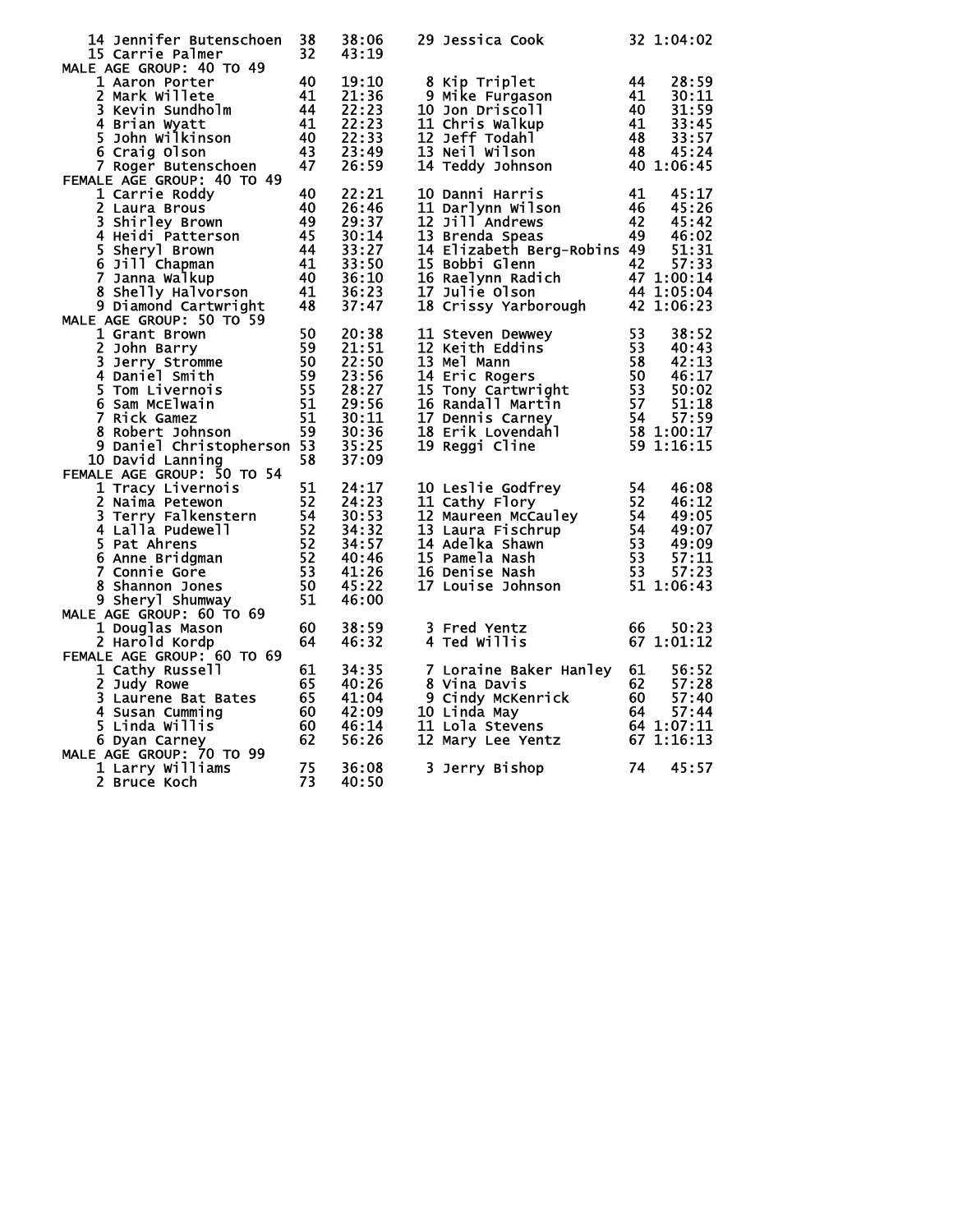| | | | | | |
|---|---|---|---|---|---|
| 14 Jennifer Butenschoen | 38 | 38:06 | 29 Jessica Cook | 32 | 1:04:02 |
| 15 Carrie Palmer | 32 | 43:19 | | | |

MALE AGE GROUP: 40 TO 49

| | | | | | |
|---|---|---|---|---|---|
| 1 Aaron Porter | 40 | 19:10 | 8 Kip Triplet | 44 | 28:59 |
| 2 Mark Willete | 41 | 21:36 | 9 Mike Furgason | 41 | 30:11 |
| 3 Kevin Sundholm | 44 | 22:23 | 10 Jon Driscoll | 40 | 31:59 |
| 4 Brian Wyatt | 41 | 22:23 | 11 Chris Walkup | 41 | 33:45 |
| 5 John Wilkinson | 40 | 22:33 | 12 Jeff Todahl | 48 | 33:57 |
| 6 Craig Olson | 43 | 23:49 | 13 Neil Wilson | 48 | 45:24 |
| 7 Roger Butenschoen | 47 | 26:59 | 14 Teddy Johnson | 40 | 1:06:45 |

FEMALE AGE GROUP: 40 TO 49

| | | | | | |
|---|---|---|---|---|---|
| 1 Carrie Roddy | 40 | 22:21 | 10 Danni Harris | 41 | 45:17 |
| 2 Laura Brous | 40 | 26:46 | 11 Darlynn Wilson | 46 | 45:26 |
| 3 Shirley Brown | 49 | 29:37 | 12 Jill Andrews | 42 | 45:42 |
| 4 Heidi Patterson | 45 | 30:14 | 13 Brenda Speas | 49 | 46:02 |
| 5 Sheryl Brown | 44 | 33:27 | 14 Elizabeth Berg-Robins | 49 | 51:31 |
| 6 Jill Chapman | 41 | 33:50 | 15 Bobbi Glenn | 42 | 57:33 |
| 7 Janna Walkup | 40 | 36:10 | 16 Raelynn Radich | 47 | 1:00:14 |
| 8 Shelly Halvorson | 41 | 36:23 | 17 Julie Olson | 44 | 1:05:04 |
| 9 Diamond Cartwright | 48 | 37:47 | 18 Crissy Yarborough | 42 | 1:06:23 |

MALE AGE GROUP: 50 TO 59

| | | | | | |
|---|---|---|---|---|---|
| 1 Grant Brown | 50 | 20:38 | 11 Steven Dewwey | 53 | 38:52 |
| 2 John Barry | 59 | 21:51 | 12 Keith Eddins | 53 | 40:43 |
| 3 Jerry Stromme | 50 | 22:50 | 13 Mel Mann | 58 | 42:13 |
| 4 Daniel Smith | 59 | 23:56 | 14 Eric Rogers | 50 | 46:17 |
| 5 Tom Livernois | 55 | 28:27 | 15 Tony Cartwright | 53 | 50:02 |
| 6 Sam McElwain | 51 | 29:56 | 16 Randall Martin | 57 | 51:18 |
| 7 Rick Gamez | 51 | 30:11 | 17 Dennis Carney | 54 | 57:59 |
| 8 Robert Johnson | 59 | 30:36 | 18 Erik Lovendahl | 58 | 1:00:17 |
| 9 Daniel Christopherson | 53 | 35:25 | 19 Reggi Cline | 59 | 1:16:15 |
| 10 David Lanning | 58 | 37:09 | | | |

FEMALE AGE GROUP: 50 TO 54

| | | | | | |
|---|---|---|---|---|---|
| 1 Tracy Livernois | 51 | 24:17 | 10 Leslie Godfrey | 54 | 46:08 |
| 2 Naima Petewon | 52 | 24:23 | 11 Cathy Flory | 52 | 46:12 |
| 3 Terry Falkenstern | 54 | 30:53 | 12 Maureen McCauley | 54 | 49:05 |
| 4 Lalla Pudewell | 52 | 34:32 | 13 Laura Fischrup | 54 | 49:07 |
| 5 Pat Ahrens | 52 | 34:57 | 14 Adelka Shawn | 53 | 49:09 |
| 6 Anne Bridgman | 52 | 40:46 | 15 Pamela Nash | 53 | 57:11 |
| 7 Connie Gore | 53 | 41:26 | 16 Denise Nash | 53 | 57:23 |
| 8 Shannon Jones | 50 | 45:22 | 17 Louise Johnson | 51 | 1:06:43 |
| 9 Sheryl Shumway | 51 | 46:00 | | | |

MALE AGE GROUP: 60 TO 69

| | | | | | |
|---|---|---|---|---|---|
| 1 Douglas Mason | 60 | 38:59 | 3 Fred Yentz | 66 | 50:23 |
| 2 Harold Kordp | 64 | 46:32 | 4 Ted Willis | 67 | 1:01:12 |

FEMALE AGE GROUP: 60 TO 69

| | | | | | |
|---|---|---|---|---|---|
| 1 Cathy Russell | 61 | 34:35 | 7 Loraine Baker Hanley | 61 | 56:52 |
| 2 Judy Rowe | 65 | 40:26 | 8 Vina Davis | 62 | 57:28 |
| 3 Laurene Bat Bates | 65 | 41:04 | 9 Cindy McKenrick | 60 | 57:40 |
| 4 Susan Cumming | 60 | 42:09 | 10 Linda May | 64 | 57:44 |
| 5 Linda Willis | 60 | 46:14 | 11 Lola Stevens | 64 | 1:07:11 |
| 6 Dyan Carney | 62 | 56:26 | 12 Mary Lee Yentz | 67 | 1:16:13 |

MALE AGE GROUP: 70 TO 99

| | | | | | |
|---|---|---|---|---|---|
| 1 Larry Williams | 75 | 36:08 | 3 Jerry Bishop | 74 | 45:57 |
| 2 Bruce Koch | 73 | 40:50 | | | |